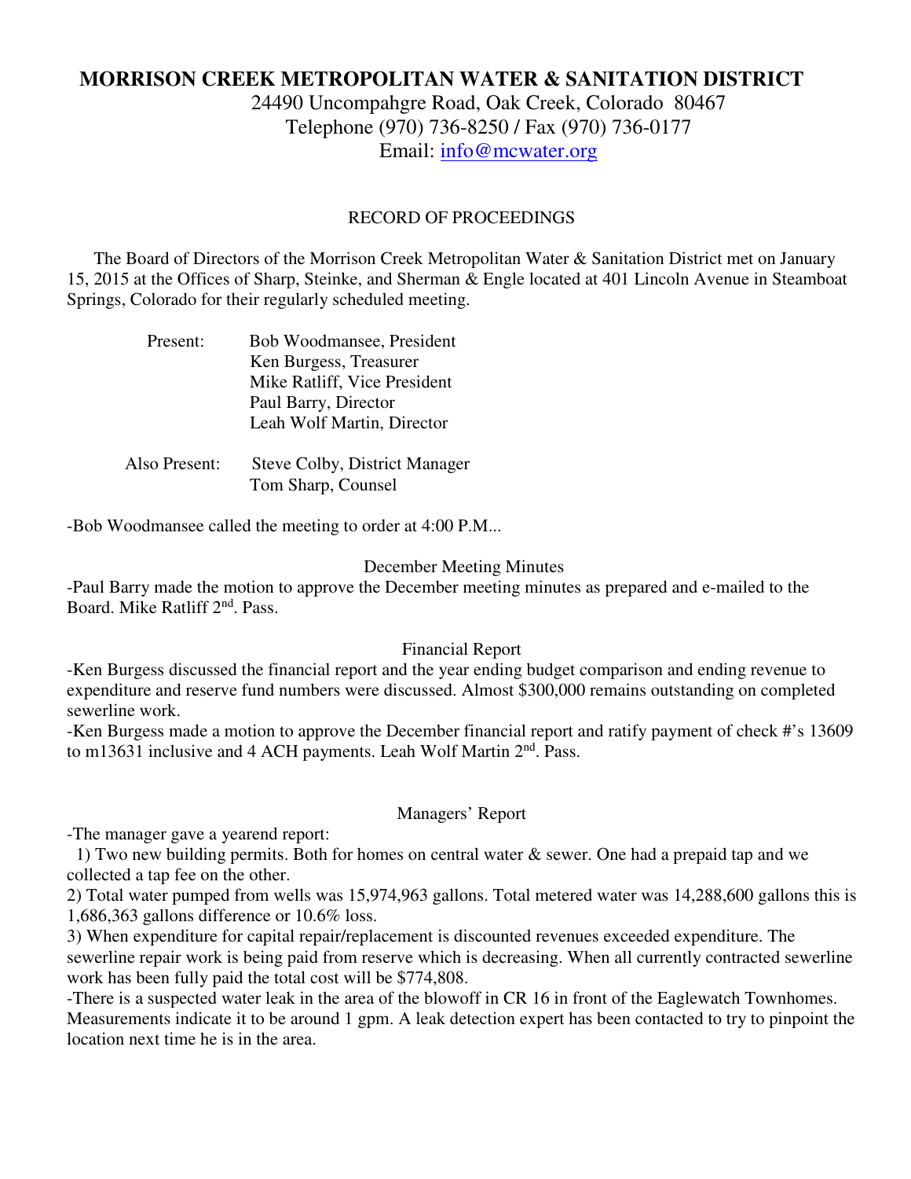# MORRISON CREEK METROPOLITAN WATER & SANITATION DISTRICT

24490 Uncompahgre Road, Oak Creek, Colorado 80467
Telephone (970) 736-8250 / Fax (970) 736-0177
Email: info@mcwater.org

RECORD OF PROCEEDINGS

The Board of Directors of the Morrison Creek Metropolitan Water & Sanitation District met on January 15, 2015 at the Offices of Sharp, Steinke, and Sherman & Engle located at 401 Lincoln Avenue in Steamboat Springs, Colorado for their regularly scheduled meeting.

Present:
Bob Woodmansee, President
Ken Burgess, Treasurer
Mike Ratliff, Vice President
Paul Barry, Director
Leah Wolf Martin, Director

Also Present:
Steve Colby, District Manager
Tom Sharp, Counsel

-Bob Woodmansee called the meeting to order at 4:00 P.M...

December Meeting Minutes

-Paul Barry made the motion to approve the December meeting minutes as prepared and e-mailed to the Board. Mike Ratliff 2nd. Pass.

Financial Report

-Ken Burgess discussed the financial report and the year ending budget comparison and ending revenue to expenditure and reserve fund numbers were discussed. Almost $300,000 remains outstanding on completed sewerline work.

-Ken Burgess made a motion to approve the December financial report and ratify payment of check #'s 13609 to m13631 inclusive and 4 ACH payments. Leah Wolf Martin 2nd. Pass.

Managers' Report

-The manager gave a yearend report:

1) Two new building permits. Both for homes on central water & sewer. One had a prepaid tap and we collected a tap fee on the other.

2) Total water pumped from wells was 15,974,963 gallons. Total metered water was 14,288,600 gallons this is 1,686,363 gallons difference or 10.6% loss.

3) When expenditure for capital repair/replacement is discounted revenues exceeded expenditure. The sewerline repair work is being paid from reserve which is decreasing. When all currently contracted sewerline work has been fully paid the total cost will be $774,808.

-There is a suspected water leak in the area of the blowoff in CR 16 in front of the Eaglewatch Townhomes. Measurements indicate it to be around 1 gpm. A leak detection expert has been contacted to try to pinpoint the location next time he is in the area.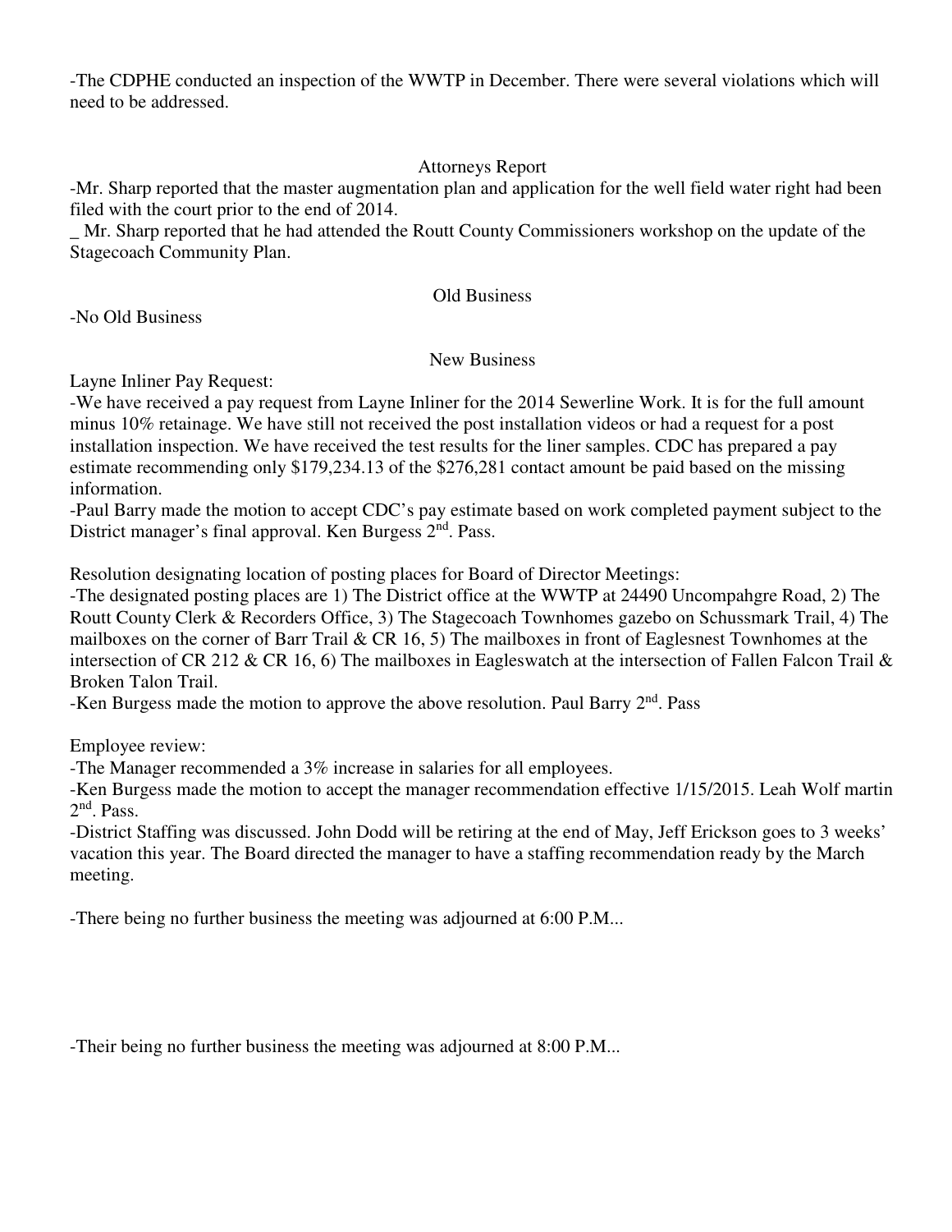-The CDPHE conducted an inspection of the WWTP in December. There were several violations which will need to be addressed.

## Attorneys Report

-Mr. Sharp reported that the master augmentation plan and application for the well field water right had been filed with the court prior to the end of 2014.

_ Mr. Sharp reported that he had attended the Routt County Commissioners workshop on the update of the Stagecoach Community Plan.

## Old Business

-No Old Business

## New Business

Layne Inliner Pay Request:

-We have received a pay request from Layne Inliner for the 2014 Sewerline Work. It is for the full amount minus 10% retainage. We have still not received the post installation videos or had a request for a post installation inspection. We have received the test results for the liner samples. CDC has prepared a pay estimate recommending only $179,234.13 of the $276,281 contact amount be paid based on the missing information.

-Paul Barry made the motion to accept CDC's pay estimate based on work completed payment subject to the District manager's final approval. Ken Burgess 2nd. Pass.

Resolution designating location of posting places for Board of Director Meetings:

-The designated posting places are 1) The District office at the WWTP at 24490 Uncompahgre Road, 2) The Routt County Clerk & Recorders Office, 3) The Stagecoach Townhomes gazebo on Schussmark Trail, 4) The mailboxes on the corner of Barr Trail & CR 16, 5) The mailboxes in front of Eaglesnest Townhomes at the intersection of CR 212 & CR 16, 6) The mailboxes in Eagleswatch at the intersection of Fallen Falcon Trail & Broken Talon Trail.

-Ken Burgess made the motion to approve the above resolution. Paul Barry 2nd. Pass

Employee review:

-The Manager recommended a 3% increase in salaries for all employees.

-Ken Burgess made the motion to accept the manager recommendation effective 1/15/2015. Leah Wolf martin 2nd. Pass.

-District Staffing was discussed. John Dodd will be retiring at the end of May, Jeff Erickson goes to 3 weeks' vacation this year. The Board directed the manager to have a staffing recommendation ready by the March meeting.

-There being no further business the meeting was adjourned at 6:00 P.M...

-Their being no further business the meeting was adjourned at 8:00 P.M...